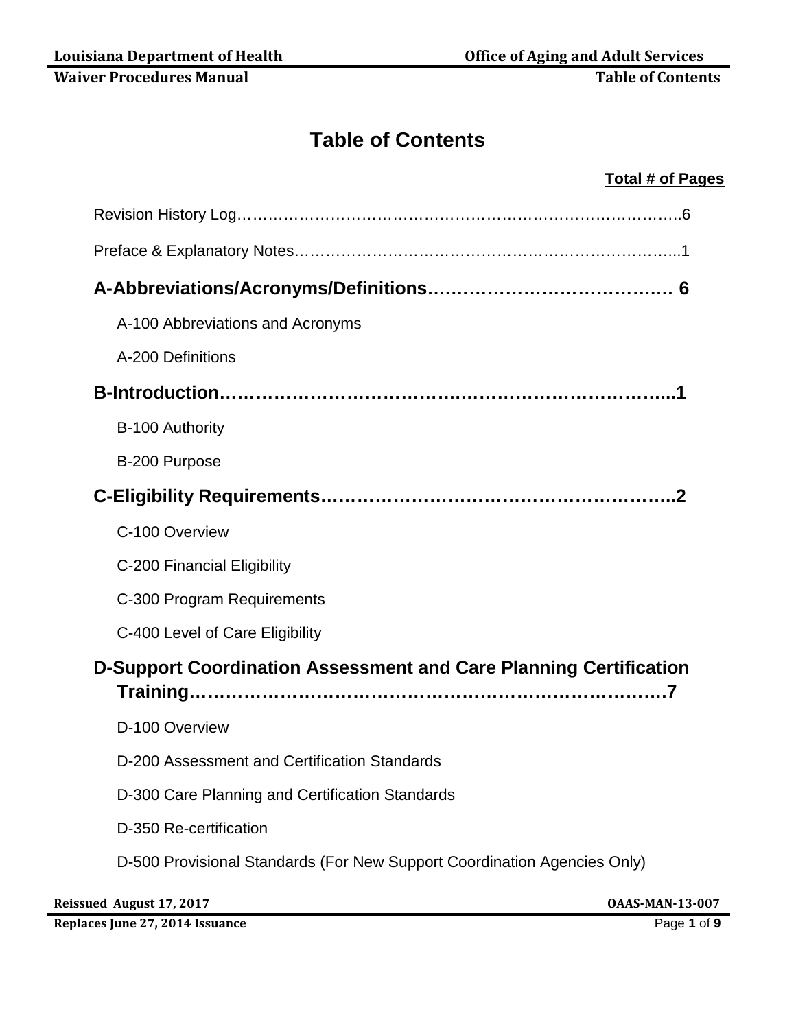# Table of Contents

**Total # of Pages**

Revision History Log……………………………………………………………………………6

Preface & Explanatory Notes……………………………………………………………………1

## A-Abbreviations/Acronyms/Definitions…………………………………… 6

A-100 Abbreviations and Acronyms

A-200 Definitions

## B-Introduction……………………………………………………………………...1

B-100 Authority

B-200 Purpose

## C-Eligibility Requirements…………………………………………………..2

C-100 Overview

C-200 Financial Eligibility

C-300 Program Requirements

C-400 Level of Care Eligibility

## D-Support Coordination Assessment and Care Planning Certification Training…………………………………………………………………7

D-100 Overview

D-200 Assessment and Certification Standards

D-300 Care Planning and Certification Standards

D-350 Re-certification

D-500 Provisional Standards (For New Support Coordination Agencies Only)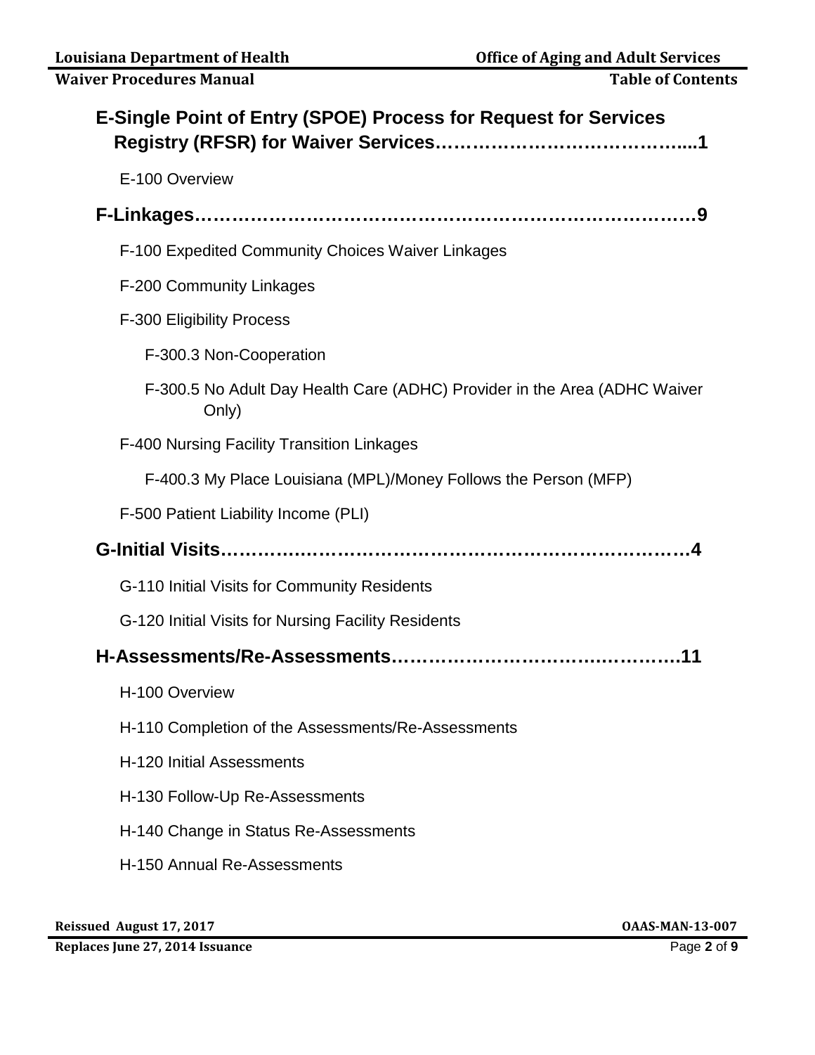**E-Single Point of Entry (SPOE) Process for Request for Services Registry (RFSR) for Waiver Services…………………………………....1**

E-100 Overview

**F-Linkages……………………………………………………………………9**

F-100 Expedited Community Choices Waiver Linkages

F-200 Community Linkages

F-300 Eligibility Process

F-300.3 Non-Cooperation

F-300.5 No Adult Day Health Care (ADHC) Provider in the Area (ADHC Waiver Only)

F-400 Nursing Facility Transition Linkages

F-400.3 My Place Louisiana (MPL)/Money Follows the Person (MFP)

F-500 Patient Liability Income (PLI)

**G-Initial Visits…………………………………………………………………4**

G-110 Initial Visits for Community Residents

G-120 Initial Visits for Nursing Facility Residents

**H-Assessments/Re-Assessments……………………………….…………11**

H-100 Overview

H-110 Completion of the Assessments/Re-Assessments

H-120 Initial Assessments

H-130 Follow-Up Re-Assessments

H-140 Change in Status Re-Assessments

H-150 Annual Re-Assessments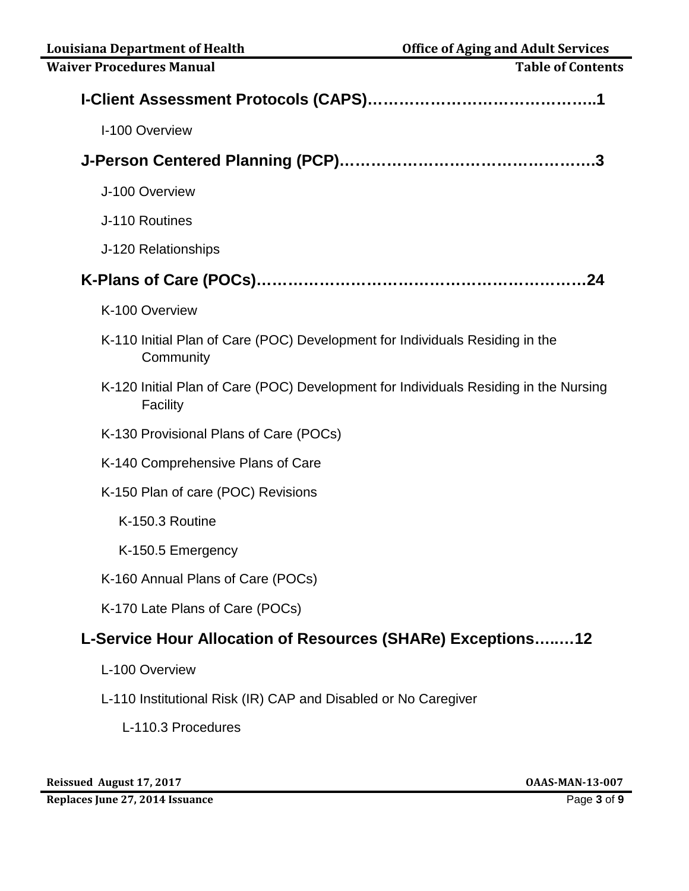**I-Client Assessment Protocols (CAPS)……………………………………..1**

I-100 Overview

**J-Person Centered Planning (PCP)……………………………………….3**

J-100 Overview

J-110 Routines

J-120 Relationships

**K-Plans of Care (POCs)……………………………………………………24**

K-100 Overview

K-110 Initial Plan of Care (POC) Development for Individuals Residing in the Community

K-120 Initial Plan of Care (POC) Development for Individuals Residing in the Nursing Facility

K-130 Provisional Plans of Care (POCs)

K-140 Comprehensive Plans of Care

K-150 Plan of care (POC) Revisions

K-150.3 Routine

K-150.5 Emergency

K-160 Annual Plans of Care (POCs)

K-170 Late Plans of Care (POCs)

**L-Service Hour Allocation of Resources (SHARe) Exceptions…..…12**

L-100 Overview

L-110 Institutional Risk (IR) CAP and Disabled or No Caregiver

L-110.3 Procedures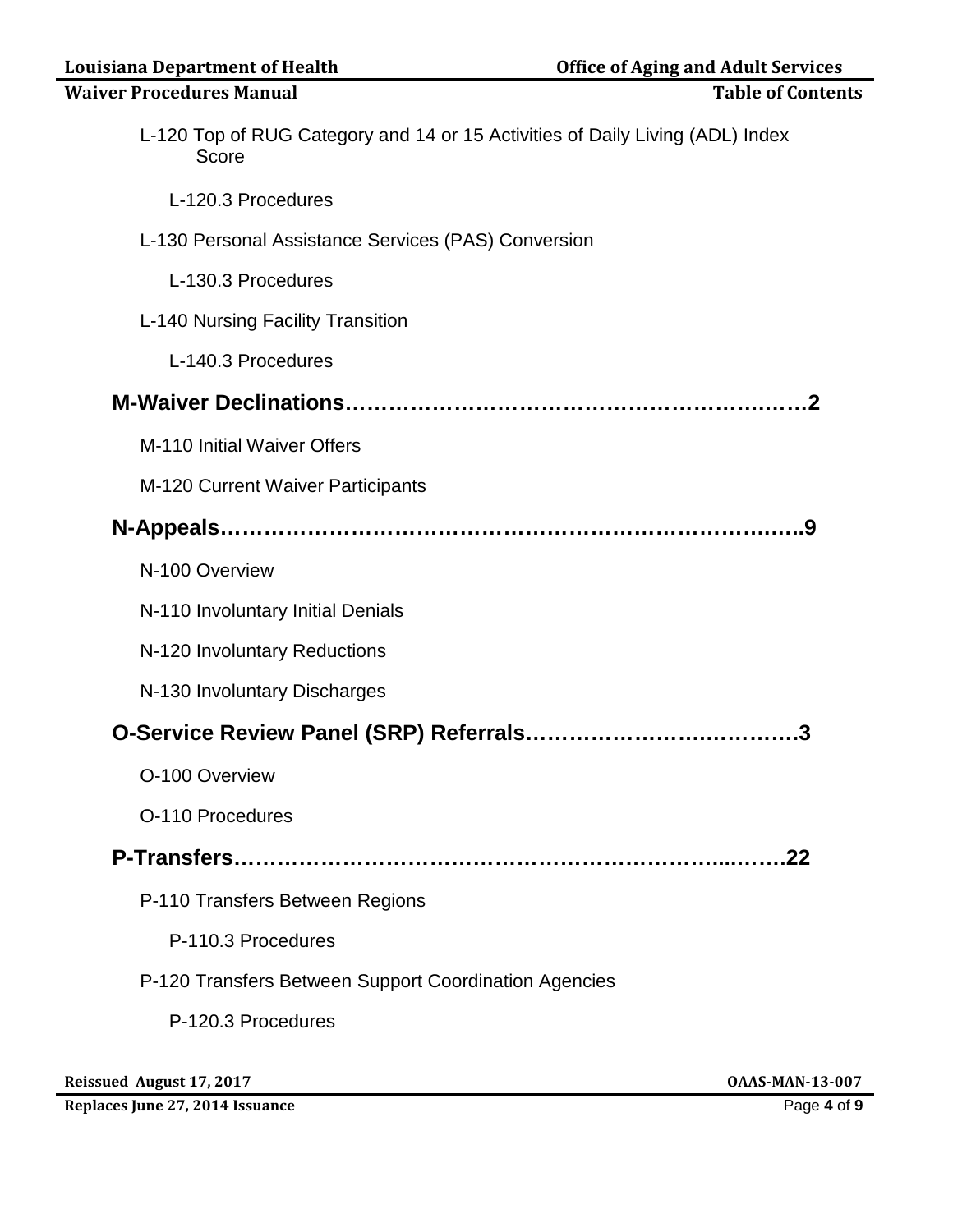L-120 Top of RUG Category and 14 or 15 Activities of Daily Living (ADL) Index Score

L-120.3 Procedures

L-130 Personal Assistance Services (PAS) Conversion

L-130.3 Procedures

L-140 Nursing Facility Transition

L-140.3 Procedures

## M-Waiver Declinations……………………………………………….……2

M-110 Initial Waiver Offers

M-120 Current Waiver Participants

## N-Appeals……………………………………………………………….…..9

N-100 Overview

N-110 Involuntary Initial Denials

N-120 Involuntary Reductions

N-130 Involuntary Discharges

## O-Service Review Panel (SRP) Referrals……………………….…………3

O-100 Overview

O-110 Procedures

## P-Transfers…………………………………………………………...…….22

P-110 Transfers Between Regions

P-110.3 Procedures

P-120 Transfers Between Support Coordination Agencies

P-120.3 Procedures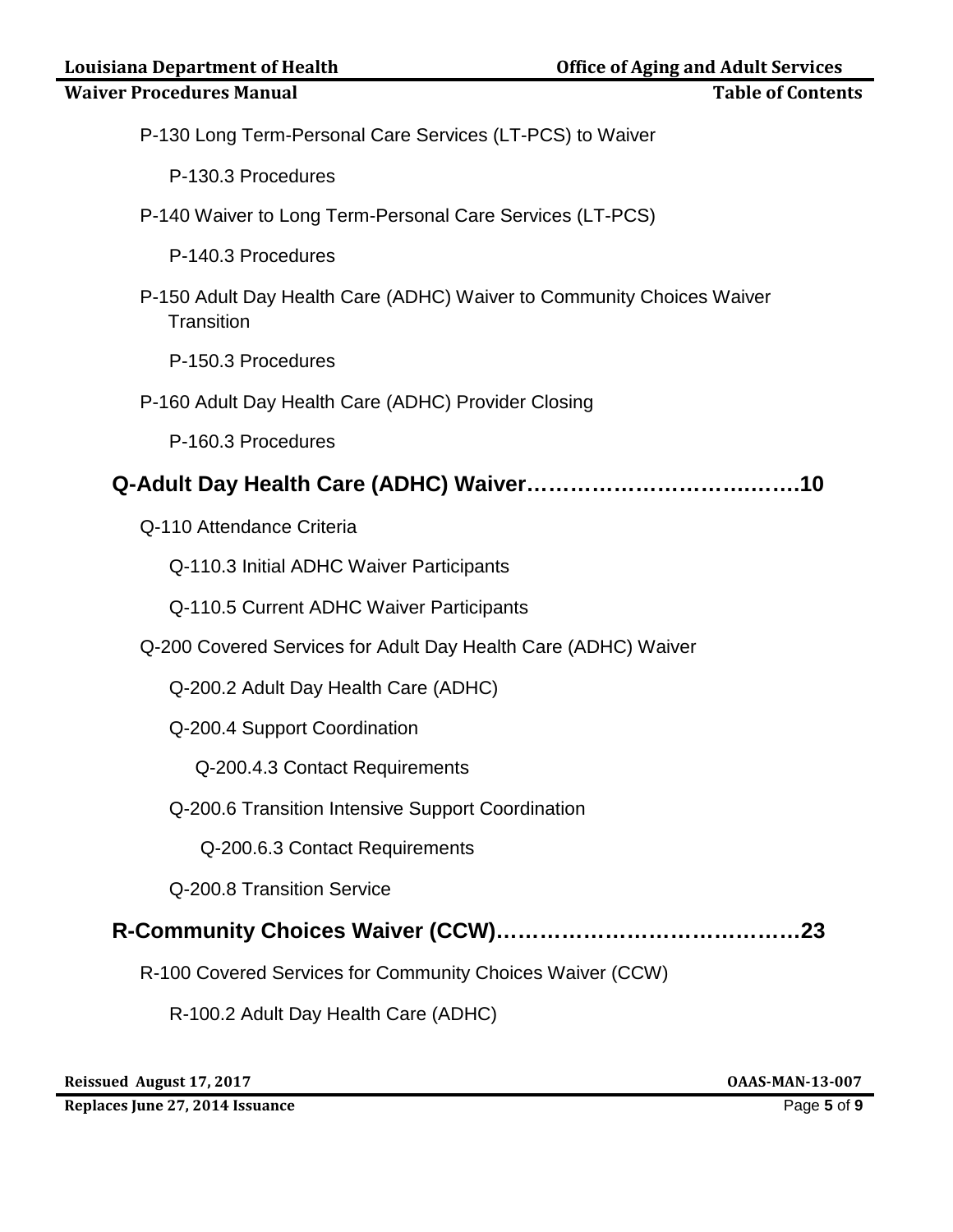P-130 Long Term-Personal Care Services (LT-PCS) to Waiver

P-130.3 Procedures

P-140 Waiver to Long Term-Personal Care Services (LT-PCS)

P-140.3 Procedures

P-150 Adult Day Health Care (ADHC) Waiver to Community Choices Waiver Transition

P-150.3 Procedures

P-160 Adult Day Health Care (ADHC) Provider Closing

P-160.3 Procedures

**Q-Adult Day Health Care (ADHC) Waiver……………………….……….10**

Q-110 Attendance Criteria

Q-110.3 Initial ADHC Waiver Participants

Q-110.5 Current ADHC Waiver Participants

Q-200 Covered Services for Adult Day Health Care (ADHC) Waiver

Q-200.2 Adult Day Health Care (ADHC)

Q-200.4 Support Coordination

Q-200.4.3 Contact Requirements

Q-200.6 Transition Intensive Support Coordination

Q-200.6.3 Contact Requirements

Q-200.8 Transition Service

**R-Community Choices Waiver (CCW)……………………………………23**

R-100 Covered Services for Community Choices Waiver (CCW)

R-100.2 Adult Day Health Care (ADHC)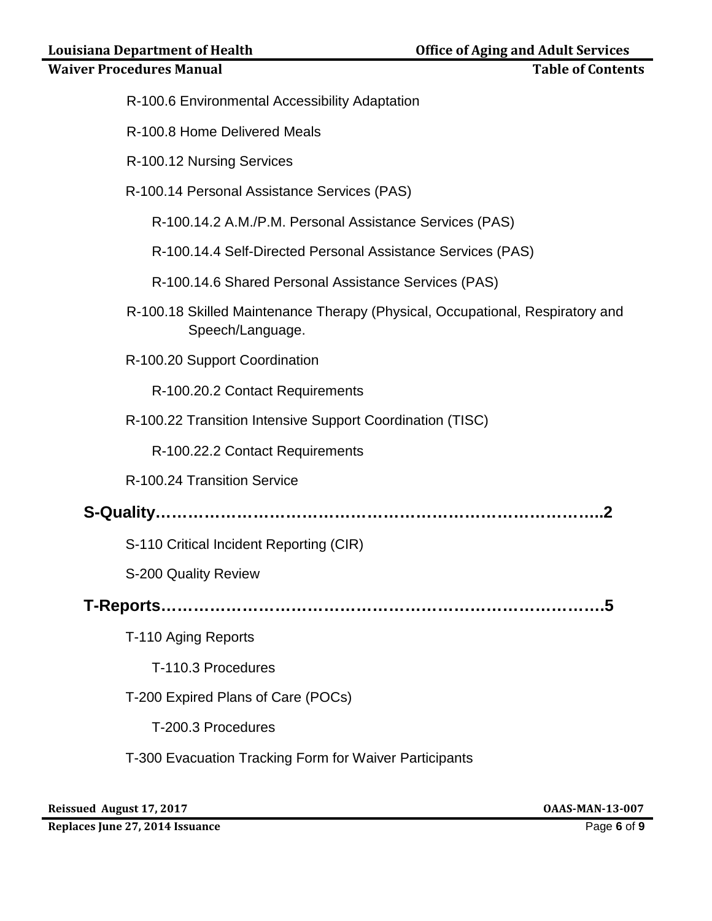- R-100.6 Environmental Accessibility Adaptation
- R-100.8 Home Delivered Meals
- R-100.12 Nursing Services
- R-100.14 Personal Assistance Services (PAS)
  - R-100.14.2 A.M./P.M. Personal Assistance Services (PAS)
  - R-100.14.4 Self-Directed Personal Assistance Services (PAS)
  - R-100.14.6 Shared Personal Assistance Services (PAS)
- R-100.18 Skilled Maintenance Therapy (Physical, Occupational, Respiratory and Speech/Language.
- R-100.20 Support Coordination
  - R-100.20.2 Contact Requirements
- R-100.22 Transition Intensive Support Coordination (TISC)
  - R-100.22.2 Contact Requirements
- R-100.24 Transition Service

**S-Quality……………………………………………………………………..2**

- S-110 Critical Incident Reporting (CIR)
- S-200 Quality Review

**T-Reports……………………………………………………………………5**

- T-110 Aging Reports
  - T-110.3 Procedures
- T-200 Expired Plans of Care (POCs)
  - T-200.3 Procedures
- T-300 Evacuation Tracking Form for Waiver Participants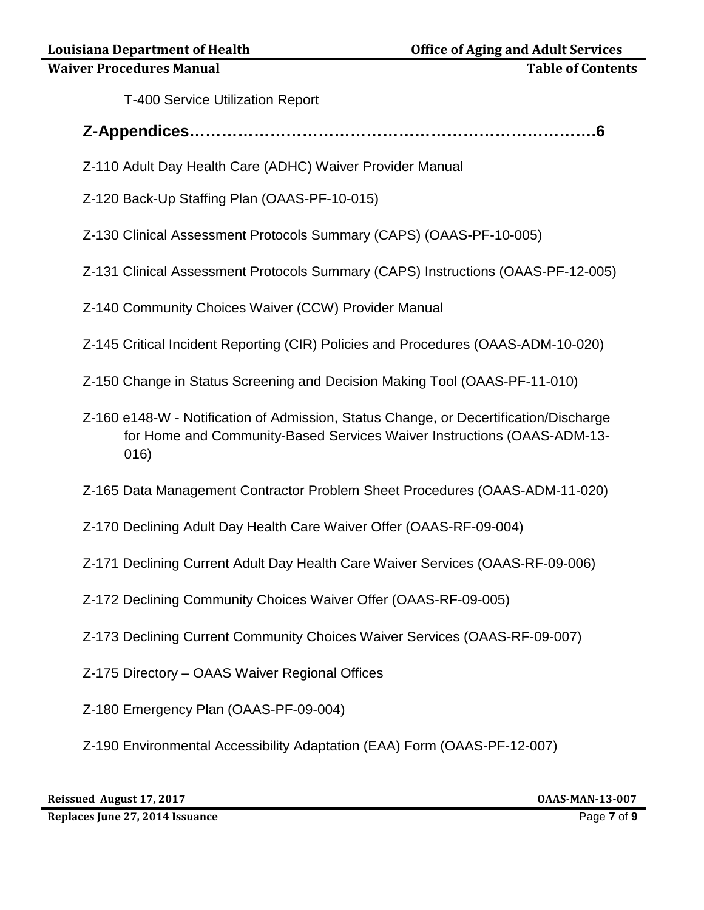T-400 Service Utilization Report

## Z-Appendices……………………………………………………………………6

Z-110 Adult Day Health Care (ADHC) Waiver Provider Manual

Z-120 Back-Up Staffing Plan (OAAS-PF-10-015)

Z-130 Clinical Assessment Protocols Summary (CAPS) (OAAS-PF-10-005)

Z-131 Clinical Assessment Protocols Summary (CAPS) Instructions (OAAS-PF-12-005)

Z-140 Community Choices Waiver (CCW) Provider Manual

Z-145 Critical Incident Reporting (CIR) Policies and Procedures (OAAS-ADM-10-020)

Z-150 Change in Status Screening and Decision Making Tool (OAAS-PF-11-010)

Z-160 e148-W - Notification of Admission, Status Change, or Decertification/Discharge for Home and Community-Based Services Waiver Instructions (OAAS-ADM-13-016)

Z-165 Data Management Contractor Problem Sheet Procedures (OAAS-ADM-11-020)

Z-170 Declining Adult Day Health Care Waiver Offer (OAAS-RF-09-004)

Z-171 Declining Current Adult Day Health Care Waiver Services (OAAS-RF-09-006)

Z-172 Declining Community Choices Waiver Offer (OAAS-RF-09-005)

Z-173 Declining Current Community Choices Waiver Services (OAAS-RF-09-007)

Z-175 Directory – OAAS Waiver Regional Offices

Z-180 Emergency Plan (OAAS-PF-09-004)

Z-190 Environmental Accessibility Adaptation (EAA) Form (OAAS-PF-12-007)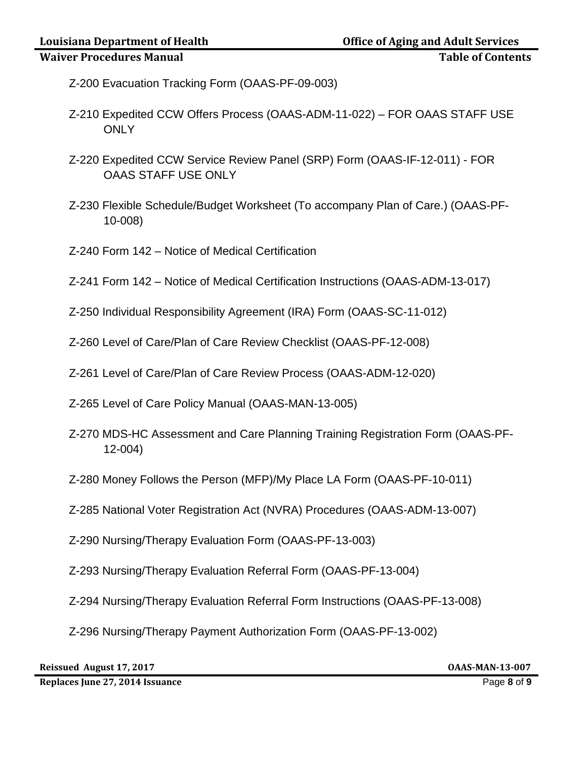Z-200 Evacuation Tracking Form (OAAS-PF-09-003)

Z-210 Expedited CCW Offers Process (OAAS-ADM-11-022) – FOR OAAS STAFF USE ONLY

Z-220 Expedited CCW Service Review Panel (SRP) Form (OAAS-IF-12-011) - FOR OAAS STAFF USE ONLY

Z-230 Flexible Schedule/Budget Worksheet (To accompany Plan of Care.) (OAAS-PF-10-008)

Z-240 Form 142 – Notice of Medical Certification

Z-241 Form 142 – Notice of Medical Certification Instructions (OAAS-ADM-13-017)

Z-250 Individual Responsibility Agreement (IRA) Form (OAAS-SC-11-012)

Z-260 Level of Care/Plan of Care Review Checklist (OAAS-PF-12-008)

Z-261 Level of Care/Plan of Care Review Process (OAAS-ADM-12-020)

Z-265 Level of Care Policy Manual (OAAS-MAN-13-005)

Z-270 MDS-HC Assessment and Care Planning Training Registration Form (OAAS-PF-12-004)

Z-280 Money Follows the Person (MFP)/My Place LA Form (OAAS-PF-10-011)

Z-285 National Voter Registration Act (NVRA) Procedures (OAAS-ADM-13-007)

Z-290 Nursing/Therapy Evaluation Form (OAAS-PF-13-003)

Z-293 Nursing/Therapy Evaluation Referral Form (OAAS-PF-13-004)

Z-294 Nursing/Therapy Evaluation Referral Form Instructions (OAAS-PF-13-008)

Z-296 Nursing/Therapy Payment Authorization Form (OAAS-PF-13-002)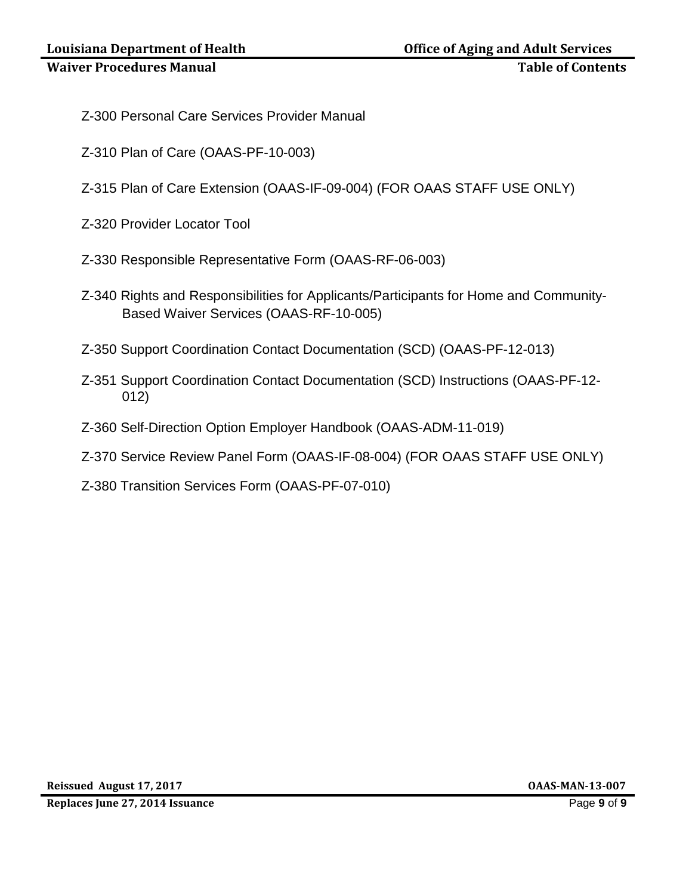Z-300 Personal Care Services Provider Manual

Z-310 Plan of Care (OAAS-PF-10-003)

Z-315 Plan of Care Extension (OAAS-IF-09-004) (FOR OAAS STAFF USE ONLY)

Z-320 Provider Locator Tool

Z-330 Responsible Representative Form (OAAS-RF-06-003)

Z-340 Rights and Responsibilities for Applicants/Participants for Home and Community-Based Waiver Services (OAAS-RF-10-005)

Z-350 Support Coordination Contact Documentation (SCD) (OAAS-PF-12-013)

Z-351 Support Coordination Contact Documentation (SCD) Instructions (OAAS-PF-12-012)

Z-360 Self-Direction Option Employer Handbook (OAAS-ADM-11-019)

Z-370 Service Review Panel Form (OAAS-IF-08-004) (FOR OAAS STAFF USE ONLY)

Z-380 Transition Services Form (OAAS-PF-07-010)